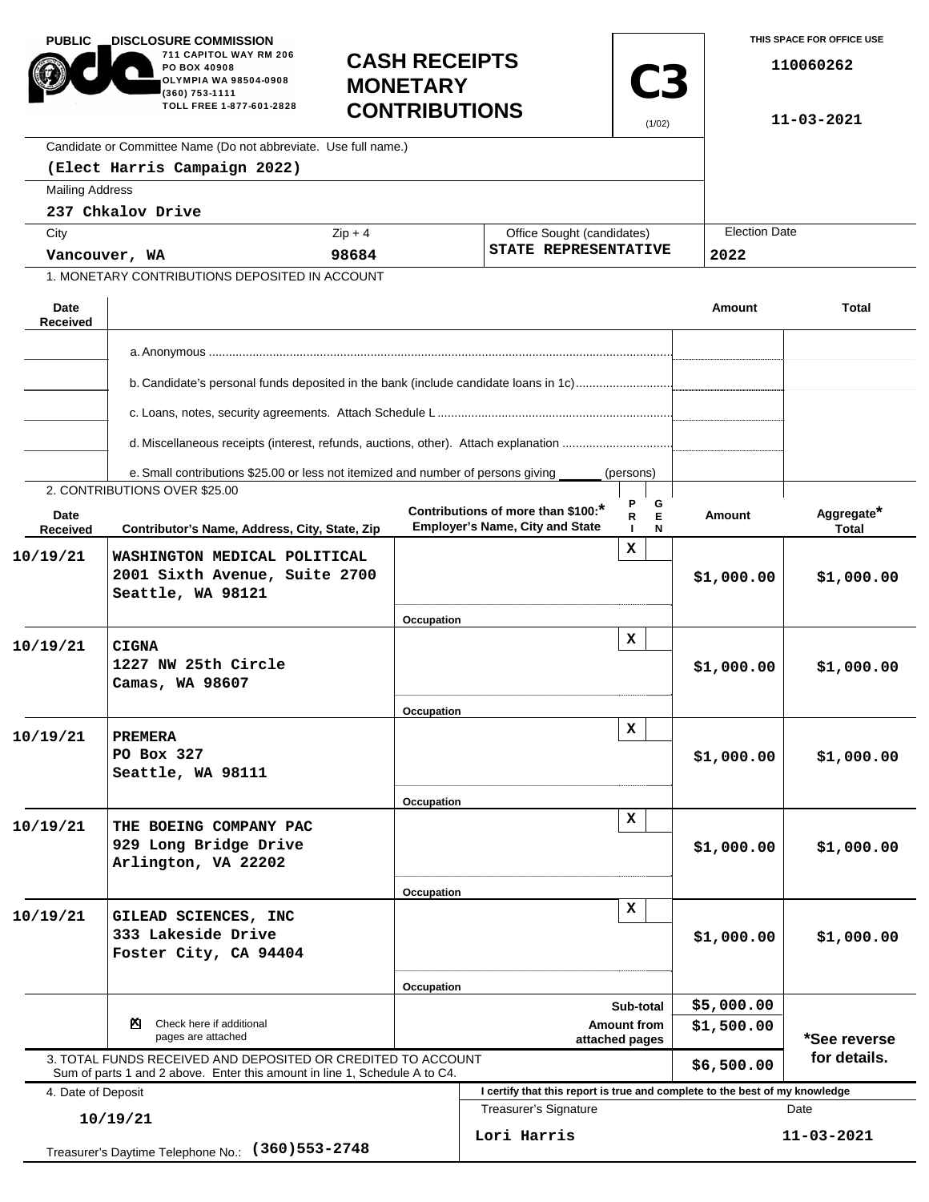PUBLIC DISCLOSURE COMMISSION
711 CAPITOL WAY RM 206
PO BOX 40908
OLYMPIA WA 98504-0908
(360) 753-1111
TOLL FREE 1-877-601-2828

# CASH RECEIPTS MONETARY CONTRIBUTIONS

**C3** (1/02)

THIS SPACE FOR OFFICE USE
110060262
11-03-2021

Candidate or Committee Name (Do not abbreviate. Use full name.)
**(Elect Harris Campaign 2022)**

Mailing Address
**237 Chkalov Drive**

| City | Zip + 4 | Office Sought (candidates) | Election Date |
|---|---|---|---|
| Vancouver, WA | 98684 | STATE REPRESENTATIVE | 2022 |

1. MONETARY CONTRIBUTIONS DEPOSITED IN ACCOUNT

| Date Received | | Amount | Total |
|---|---|---|---|
| | a. Anonymous | | |
| | b. Candidate's personal funds deposited in the bank (include candidate loans in 1c) | | |
| | c. Loans, notes, security agreements. Attach Schedule L | | |
| | d. Miscellaneous receipts (interest, refunds, auctions, other). Attach explanation | | |
| | e. Small contributions $25.00 or less not itemized and number of persons giving ______ (persons) | | |

2. CONTRIBUTIONS OVER $25.00

| Date Received | Contributor's Name, Address, City, State, Zip | Contributions of more than $100:* Employer's Name, City and State / Occupation | PRI | GEN | Amount | Aggregate* Total |
|---|---|---|---|---|---|---|
| 10/19/21 | WASHINGTON MEDICAL POLITICAL<br>2001 Sixth Avenue, Suite 2700<br>Seattle, WA 98121 | Occupation | X | | $1,000.00 | $1,000.00 |
| 10/19/21 | CIGNA<br>1227 NW 25th Circle<br>Camas, WA 98607 | Occupation | X | | $1,000.00 | $1,000.00 |
| 10/19/21 | PREMERA<br>PO Box 327<br>Seattle, WA 98111 | Occupation | X | | $1,000.00 | $1,000.00 |
| 10/19/21 | THE BOEING COMPANY PAC<br>929 Long Bridge Drive<br>Arlington, VA 22202 | Occupation | X | | $1,000.00 | $1,000.00 |
| 10/19/21 | GILEAD SCIENCES, INC<br>333 Lakeside Drive<br>Foster City, CA 94404 | Occupation | X | | $1,000.00 | $1,000.00 |

☒ Check here if additional pages are attached

| | Amount |
|---|---|
| Sub-total | $5,000.00 |
| Amount from attached pages | $1,500.00 |

3. TOTAL FUNDS RECEIVED AND DEPOSITED OR CREDITED TO ACCOUNT
Sum of parts 1 and 2 above. Enter this amount in line 1, Schedule A to C4. **$6,500.00**

*See reverse for details.

4. Date of Deposit
**10/19/21**

Treasurer's Daytime Telephone No.: **(360)553-2748**

I certify that this report is true and complete to the best of my knowledge

| Treasurer's Signature | Date |
|---|---|
| Lori Harris | 11-03-2021 |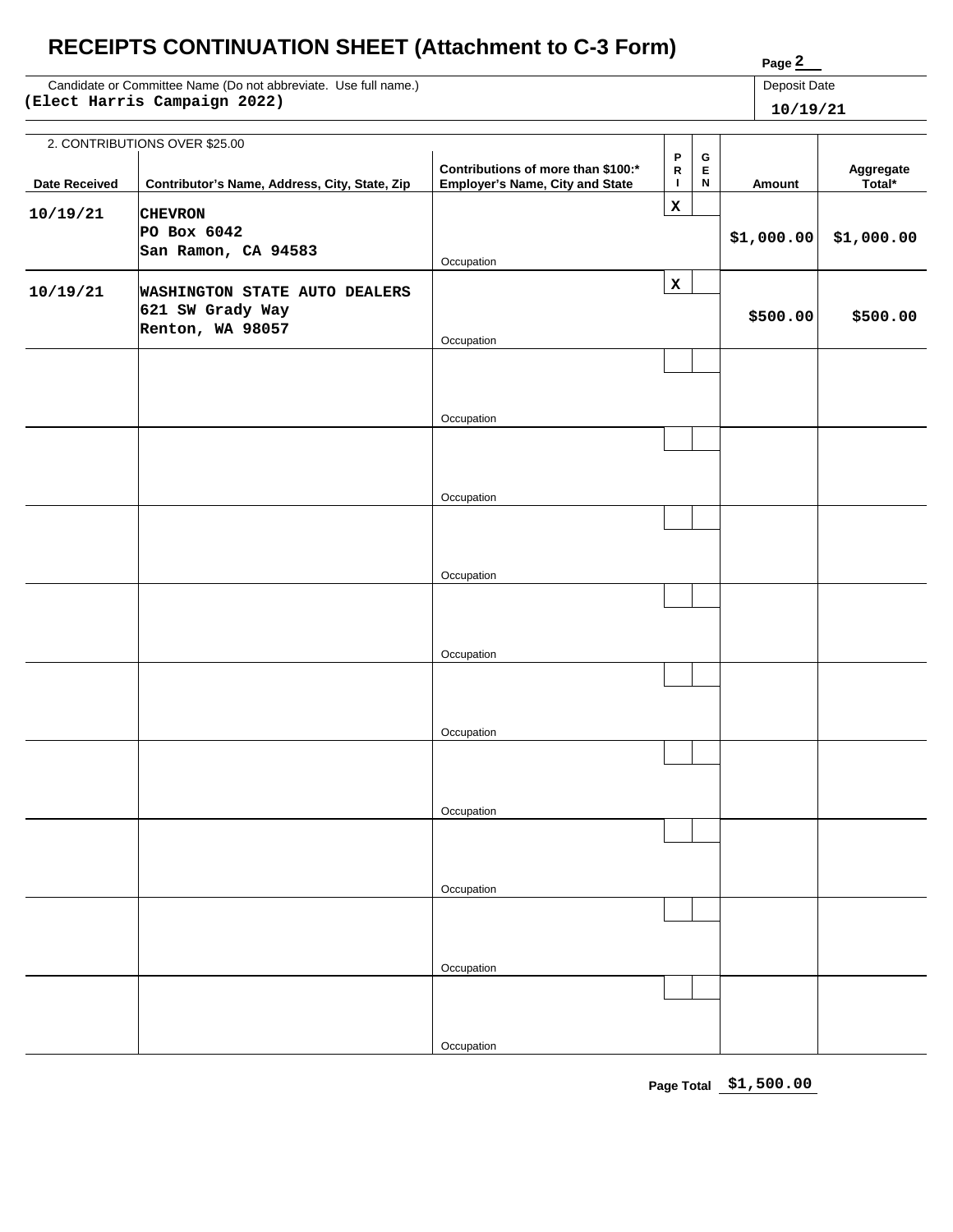# RECEIPTS CONTINUATION SHEET (Attachment to C-3 Form)

Page 2

Candidate or Committee Name (Do not abbreviate. Use full name.)
**(Elect Harris Campaign 2022)**

Deposit Date
**10/19/21**

2. CONTRIBUTIONS OVER $25.00

| Date Received | Contributor's Name, Address, City, State, Zip | Contributions of more than $100:* Employer's Name, City and State | PRI | GEN | Amount | Aggregate Total* |
|---|---|---|---|---|---|---|
| 10/19/21 | CHEVRON<br>PO Box 6042<br>San Ramon, CA 94583 | Occupation | X | | $1,000.00 | $1,000.00 |
| 10/19/21 | WASHINGTON STATE AUTO DEALERS<br>621 SW Grady Way<br>Renton, WA 98057 | Occupation | X | | $500.00 | $500.00 |
| | | Occupation | | | | |
| | | Occupation | | | | |
| | | Occupation | | | | |
| | | Occupation | | | | |
| | | Occupation | | | | |
| | | Occupation | | | | |
| | | Occupation | | | | |
| | | Occupation | | | | |
| | | Occupation | | | | |

Page Total **$1,500.00**